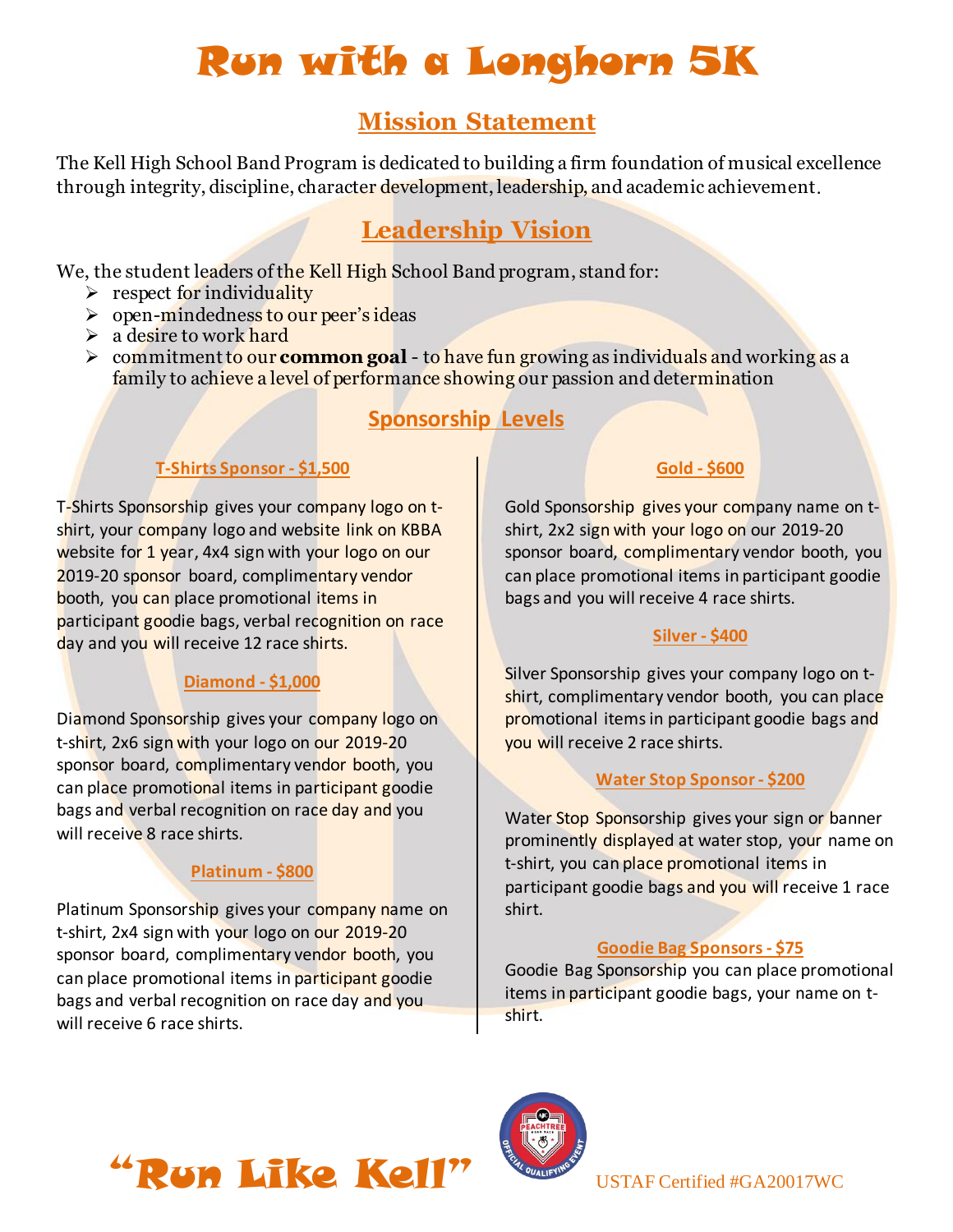# Run with a Longhorn 5K

## Mission Statement

The Kell High School Band Program is dedicated to building a firm foundation of musical excellence through integrity, discipline, character development, leadership, and academic achievement.

## Leadership Vision

We, the student leaders of the Kell High School Band program, stand for:

- respect for individuality
- open-mindedness to our peer's ideas
- a desire to work hard
- commitment to our **common goal** - to have fun growing as individuals and working as a family to achieve a level of performance showing our passion and determination

## Sponsorship Levels

### T-Shirts Sponsor - $1,500

T-Shirts Sponsorship gives your company logo on t-shirt, your company logo and website link on KBBA website for 1 year, 4x4 sign with your logo on our 2019-20 sponsor board, complimentary vendor booth, you can place promotional items in participant goodie bags, verbal recognition on race day and you will receive 12 race shirts.

### Diamond - $1,000

Diamond Sponsorship gives your company logo on t-shirt, 2x6 sign with your logo on our 2019-20 sponsor board, complimentary vendor booth, you can place promotional items in participant goodie bags and verbal recognition on race day and you will receive 8 race shirts.

### Platinum - $800

Platinum Sponsorship gives your company name on t-shirt, 2x4 sign with your logo on our 2019-20 sponsor board, complimentary vendor booth, you can place promotional items in participant goodie bags and verbal recognition on race day and you will receive 6 race shirts.

### Gold - $600

Gold Sponsorship gives your company name on t-shirt, 2x2 sign with your logo on our 2019-20 sponsor board, complimentary vendor booth, you can place promotional items in participant goodie bags and you will receive 4 race shirts.

### Silver - $400

Silver Sponsorship gives your company logo on t-shirt, complimentary vendor booth, you can place promotional items in participant goodie bags and you will receive 2 race shirts.

### Water Stop Sponsor - $200

Water Stop Sponsorship gives your sign or banner prominently displayed at water stop, your name on t-shirt, you can place promotional items in participant goodie bags and you will receive 1 race shirt.

### Goodie Bag Sponsors - $75

Goodie Bag Sponsorship you can place promotional items in participant goodie bags, your name on t-shirt.

"Run Like Kell"

USTAF Certified #GA20017WC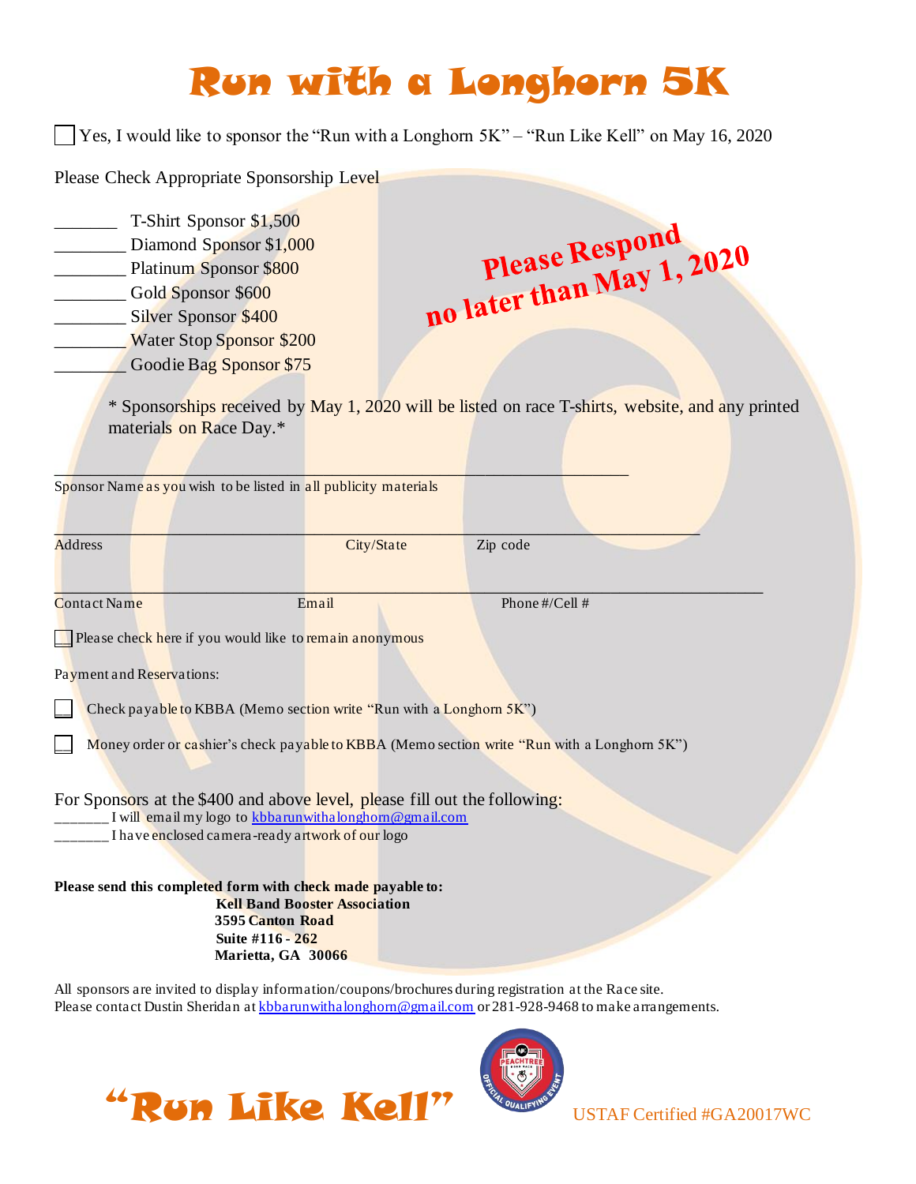# Run with a Longhorn 5K

☐ Yes, I would like to sponsor the "Run with a Longhorn 5K" – "Run Like Kell" on May 16, 2020

Please Check Appropriate Sponsorship Level

_______ T-Shirt Sponsor $1,500
________ Diamond Sponsor $1,000
________ Platinum Sponsor $800
________ Gold Sponsor $600
________ Silver Sponsor $400
________ Water Stop Sponsor $200
________ Goodie Bag Sponsor $75

**Please Respond no later than May 1, 2020**

* Sponsorships received by May 1, 2020 will be listed on race T-shirts, website, and any printed materials on Race Day.*

________________________________________________________________
Sponsor Name as you wish to be listed in all publicity materials

________________________________________________________________
Address City/State Zip code

________________________________________________________________
Contact Name Email Phone #/Cell #

☐ Please check here if you would like to remain anonymous

Payment and Reservations:

☐ Check payable to KBBA (Memo section write "Run with a Longhorn 5K")

☐ Money order or cashier's check payable to KBBA (Memo section write "Run with a Longhorn 5K")

For Sponsors at the $400 and above level, please fill out the following:
_______ I will email my logo to kbbarunwithalonghorn@gmail.com
_______ I have enclosed camera-ready artwork of our logo

**Please send this completed form with check made payable to:**
**Kell Band Booster Association**
**3595 Canton Road**
**Suite #116 - 262**
**Marietta, GA 30066**

All sponsors are invited to display information/coupons/brochures during registration at the Race site.
Please contact Dustin Sheridan at kbbarunwithalonghorn@gmail.com or 281-928-9468 to make arrangements.

"Run Like Kell"

USTAF Certified #GA20017WC